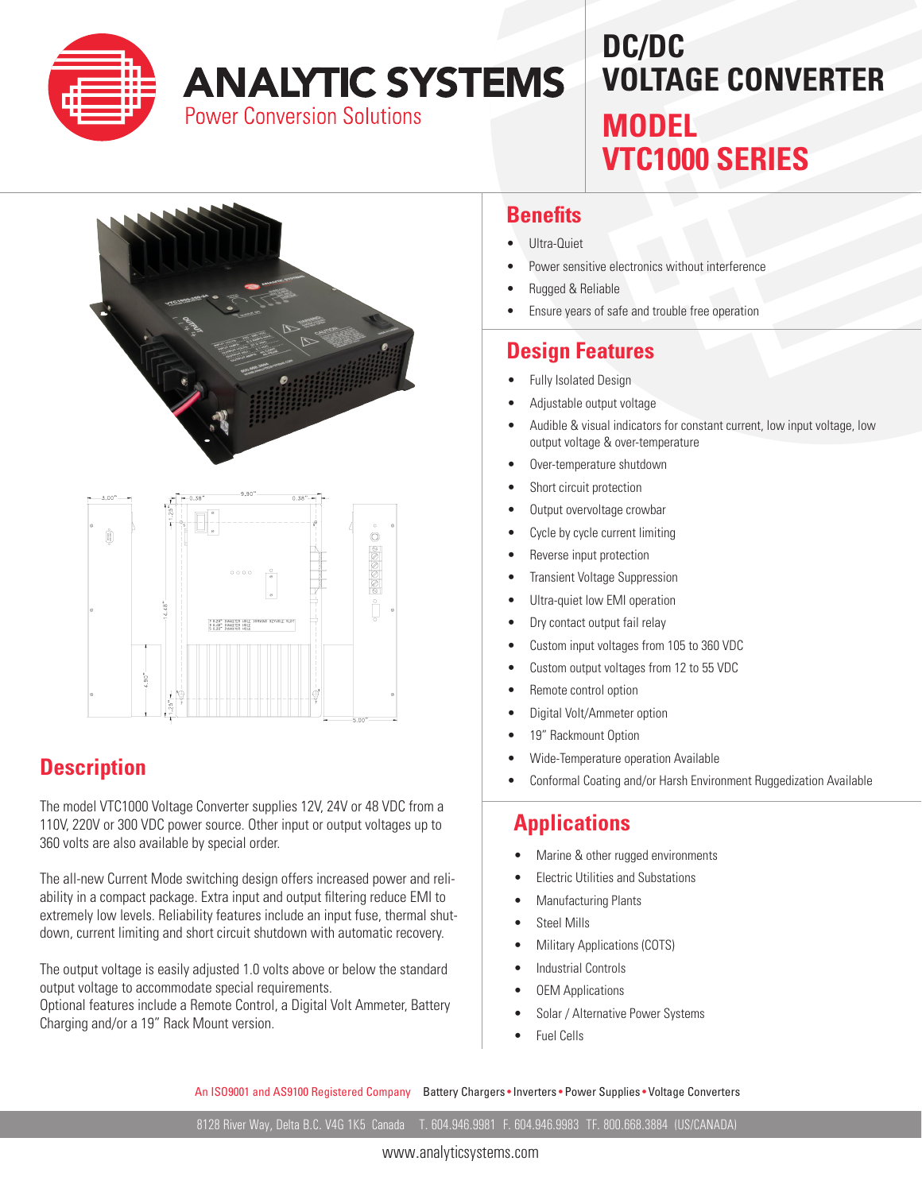# ANALYTIC SYSTEMS

Power Conversion Solutions

# DC/DC VOLTAGE CONVERTER

## MODEL VTC1000 SERIES

## Benefits

- Ultra-Quiet
- Power sensitive electronics without interference
- Rugged & Reliable
- Ensure years of safe and trouble free operation

## Design Features

- Fully Isolated Design
- Adjustable output voltage
- Audible & visual indicators for constant current, low input voltage, low output voltage & over-temperature
- Over-temperature shutdown
- Short circuit protection
- Output overvoltage crowbar
- Cycle by cycle current limiting
- Reverse input protection
- Transient Voltage Suppression
- Ultra-quiet low EMI operation
- Dry contact output fail relay
- Custom input voltages from 105 to 360 VDC
- Custom output voltages from 12 to 55 VDC
- Remote control option
- Digital Volt/Ammeter option
- 19" Rackmount Option
- Wide-Temperature operation Available
- Conformal Coating and/or Harsh Environment Ruggedization Available

## Description

The model VTC1000 Voltage Converter supplies 12V, 24V or 48 VDC from a 110V, 220V or 300 VDC power source. Other input or output voltages up to 360 volts are also available by special order.

The all-new Current Mode switching design offers increased power and reliability in a compact package. Extra input and output filtering reduce EMI to extremely low levels. Reliability features include an input fuse, thermal shutdown, current limiting and short circuit shutdown with automatic recovery.

The output voltage is easily adjusted 1.0 volts above or below the standard output voltage to accommodate special requirements.
Optional features include a Remote Control, a Digital Volt Ammeter, Battery Charging and/or a 19" Rack Mount version.

## Applications

- Marine & other rugged environments
- Electric Utilities and Substations
- Manufacturing Plants
- Steel Mills
- Military Applications (COTS)
- Industrial Controls
- OEM Applications
- Solar / Alternative Power Systems
- Fuel Cells

An ISO9001 and AS9100 Registered Company Battery Chargers • Inverters • Power Supplies • Voltage Converters

8128 River Way, Delta B.C. V4G 1K5 Canada T. 604.946.9981 F. 604.946.9983 TF. 800.668.3884 (US/CANADA)

www.analyticsystems.com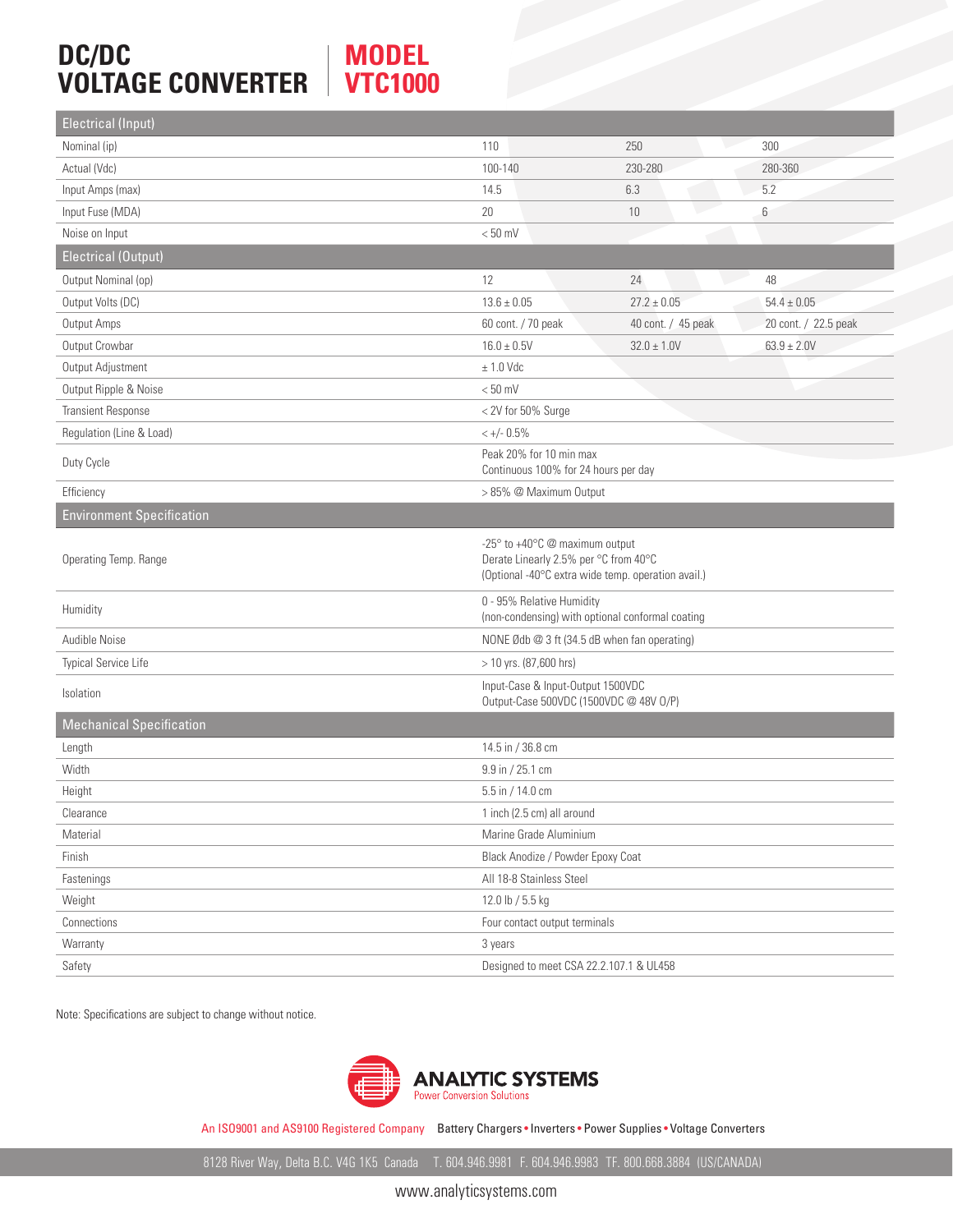# DC/DC VOLTAGE CONVERTER

# MODEL VTC1000

| Electrical (Input) | | | |
|---|---|---|---|
| Nominal (ip) | 110 | 250 | 300 |
| Actual (Vdc) | 100-140 | 230-280 | 280-360 |
| Input Amps (max) | 14.5 | 6.3 | 5.2 |
| Input Fuse (MDA) | 20 | 10 | 6 |
| Noise on Input | < 50 mV | | |
| **Electrical (Output)** | | | |
| Output Nominal (op) | 12 | 24 | 48 |
| Output Volts (DC) | 13.6 ± 0.05 | 27.2 ± 0.05 | 54.4 ± 0.05 |
| Output Amps | 60 cont. / 70 peak | 40 cont. / 45 peak | 20 cont. / 22.5 peak |
| Output Crowbar | 16.0 ± 0.5V | 32.0 ± 1.0V | 63.9 ± 2.0V |
| Output Adjustment | ± 1.0 Vdc | | |
| Output Ripple & Noise | < 50 mV | | |
| Transient Response | < 2V for 50% Surge | | |
| Regulation (Line & Load) | < +/- 0.5% | | |
| Duty Cycle | Peak 20% for 10 min max<br>Continuous 100% for 24 hours per day | | |
| Efficiency | > 85% @ Maximum Output | | |
| **Environment Specification** | | | |
| Operating Temp. Range | -25° to +40°C @ maximum output<br>Derate Linearly 2.5% per °C from 40°C<br>(Optional -40°C extra wide temp. operation avail.) | | |
| Humidity | 0 - 95% Relative Humidity<br>(non-condensing) with optional conformal coating | | |
| Audible Noise | NONE Ødb @ 3 ft (34.5 dB when fan operating) | | |
| Typical Service Life | > 10 yrs. (87,600 hrs) | | |
| Isolation | Input-Case & Input-Output 1500VDC<br>Output-Case 500VDC (1500VDC @ 48V O/P) | | |
| **Mechanical Specification** | | | |
| Length | 14.5 in / 36.8 cm | | |
| Width | 9.9 in / 25.1 cm | | |
| Height | 5.5 in / 14.0 cm | | |
| Clearance | 1 inch (2.5 cm) all around | | |
| Material | Marine Grade Aluminium | | |
| Finish | Black Anodize / Powder Epoxy Coat | | |
| Fastenings | All 18-8 Stainless Steel | | |
| Weight | 12.0 lb / 5.5 kg | | |
| Connections | Four contact output terminals | | |
| Warranty | 3 years | | |
| Safety | Designed to meet CSA 22.2.107.1 & UL458 | | |

Note: Specifications are subject to change without notice.

**ANALYTIC SYSTEMS**
Power Conversion Solutions

An ISO9001 and AS9100 Registered Company   Battery Chargers • Inverters • Power Supplies • Voltage Converters

8128 River Way, Delta B.C. V4G 1K5 Canada   T. 604.946.9981 F. 604.946.9983 TF. 800.668.3884 (US/CANADA)

www.analyticsystems.com